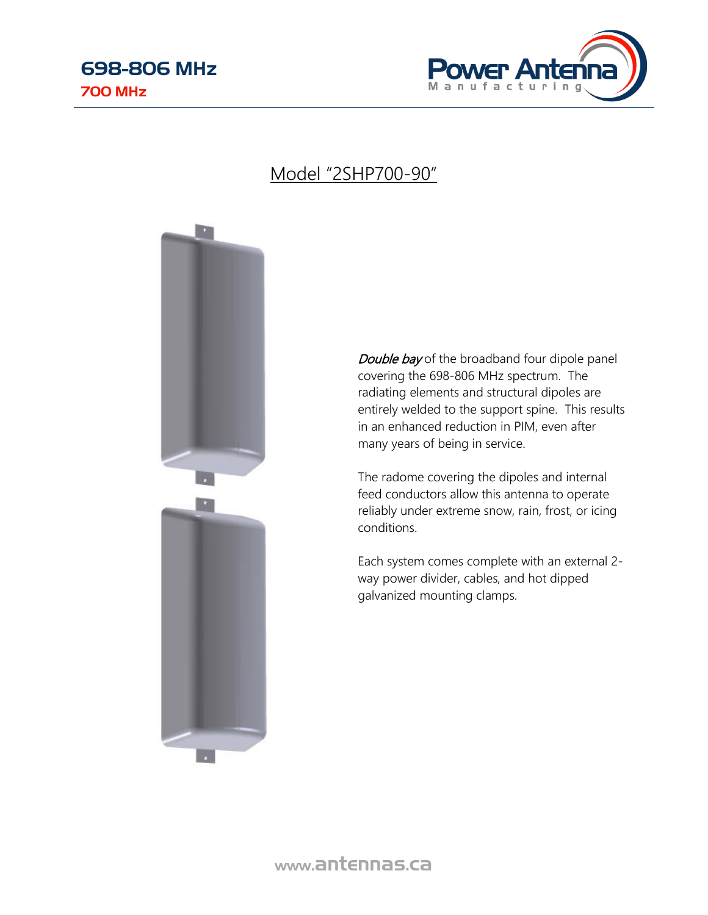# 698-806 MHz

## 700 MHz

## Model "2SHP700-90"

*Double bay* of the broadband four dipole panel covering the 698-806 MHz spectrum. The radiating elements and structural dipoles are entirely welded to the support spine. This results in an enhanced reduction in PIM, even after many years of being in service.

The radome covering the dipoles and internal feed conductors allow this antenna to operate reliably under extreme snow, rain, frost, or icing conditions.

Each system comes complete with an external 2-way power divider, cables, and hot dipped galvanized mounting clamps.

www.antennas.ca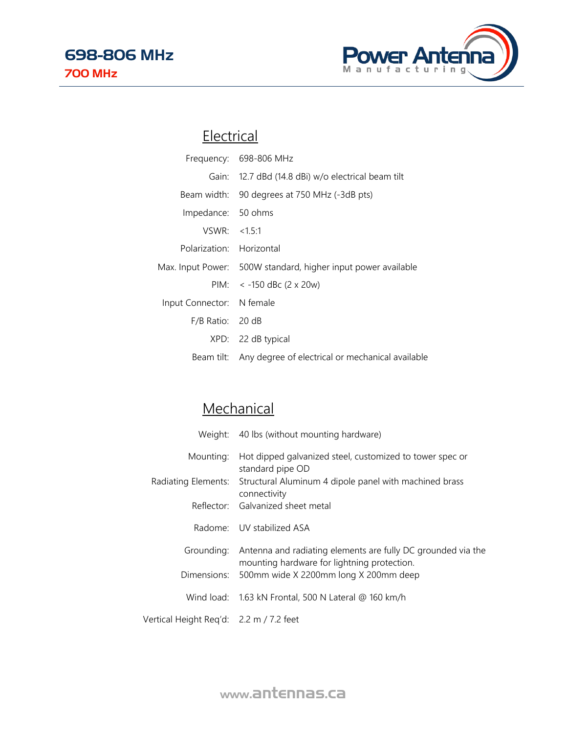# 698-806 MHz

## 700 MHz

### Electrical

| | |
|---|---|
| Frequency: | 698-806 MHz |
| Gain: | 12.7 dBd (14.8 dBi) w/o electrical beam tilt |
| Beam width: | 90 degrees at 750 MHz (-3dB pts) |
| Impedance: | 50 ohms |
| VSWR: | <1.5:1 |
| Polarization: | Horizontal |
| Max. Input Power: | 500W standard, higher input power available |
| PIM: | < -150 dBc (2 x 20w) |
| Input Connector: | N female |
| F/B Ratio: | 20 dB |
| XPD: | 22 dB typical |
| Beam tilt: | Any degree of electrical or mechanical available |

### Mechanical

| | |
|---|---|
| Weight: | 40 lbs (without mounting hardware) |
| Mounting: | Hot dipped galvanized steel, customized to tower spec or standard pipe OD |
| Radiating Elements: | Structural Aluminum 4 dipole panel with machined brass connectivity |
| Reflector: | Galvanized sheet metal |
| Radome: | UV stabilized ASA |
| Grounding: | Antenna and radiating elements are fully DC grounded via the mounting hardware for lightning protection. |
| Dimensions: | 500mm wide X 2200mm long X 200mm deep |
| Wind load: | 1.63 kN Frontal, 500 N Lateral @ 160 km/h |
| Vertical Height Req'd: | 2.2 m / 7.2 feet |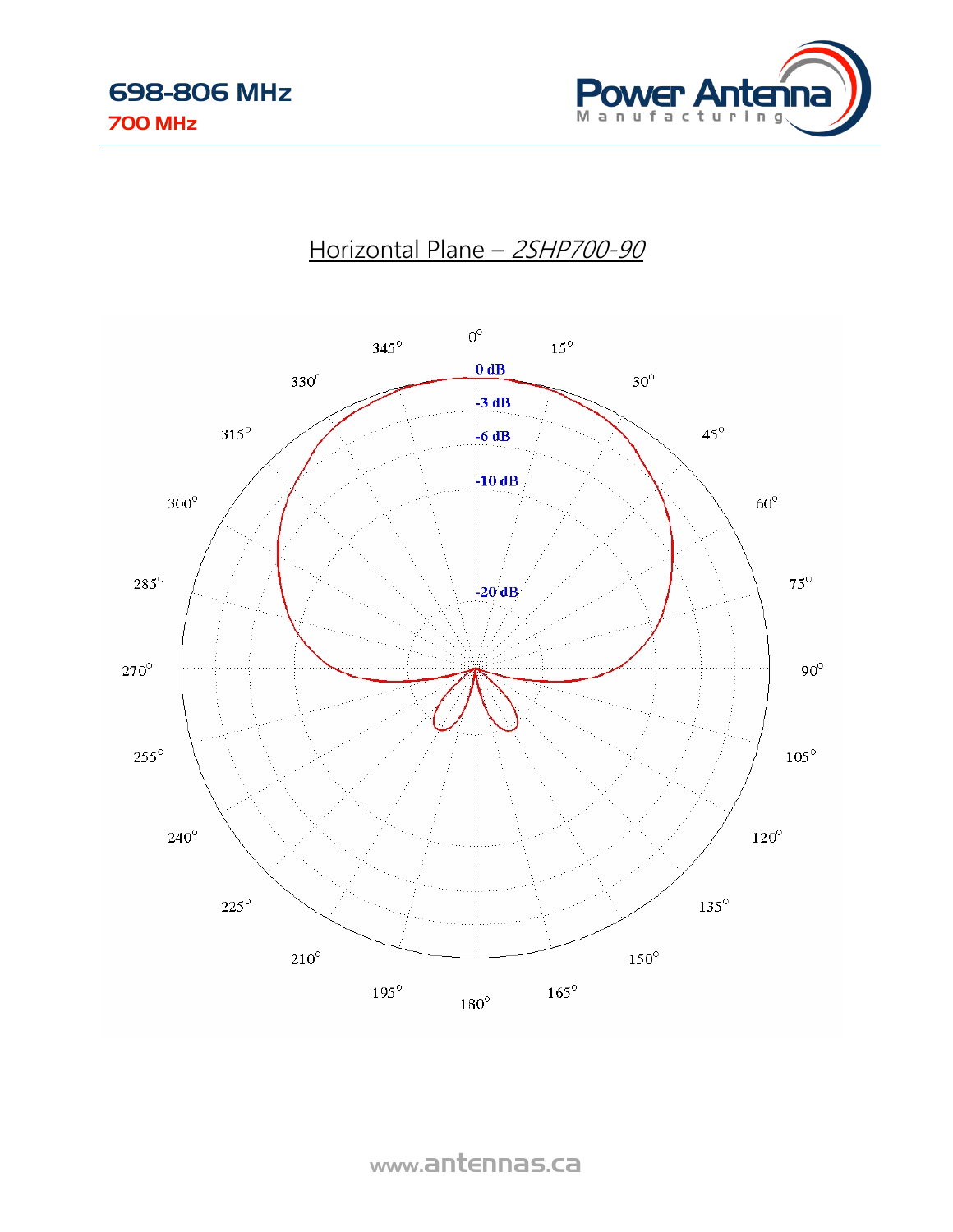698-806 MHz
700 MHz

## Horizontal Plane – *2SHP700-90*

www.antennas.ca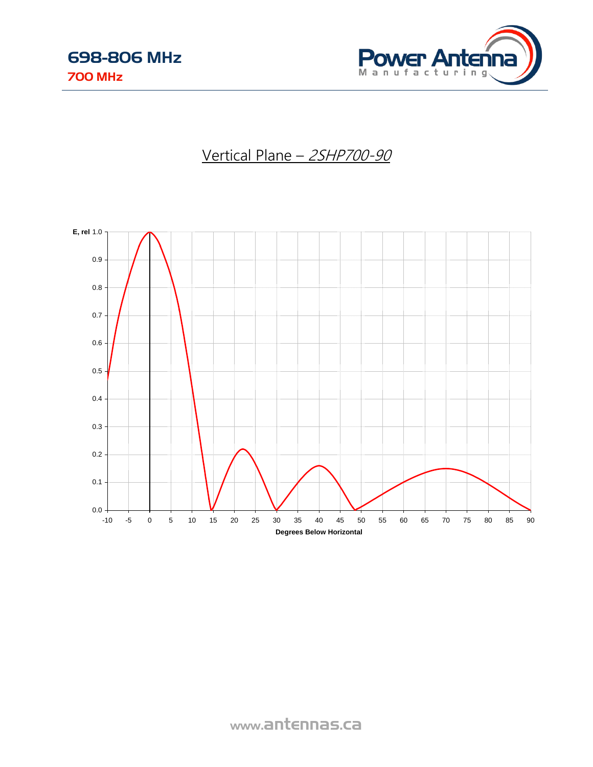## 698-806 MHz

### 700 MHz

# Vertical Plane – *2SHP700-90*

E, rel
1.0
0.9
0.8
0.7
0.6
0.5
0.4
0.3
0.2
0.1
0.0

-10 -5 0 5 10 15 20 25 30 35 40 45 50 55 60 65 70 75 80 85 90

**Degrees Below Horizontal**

www.antennas.ca